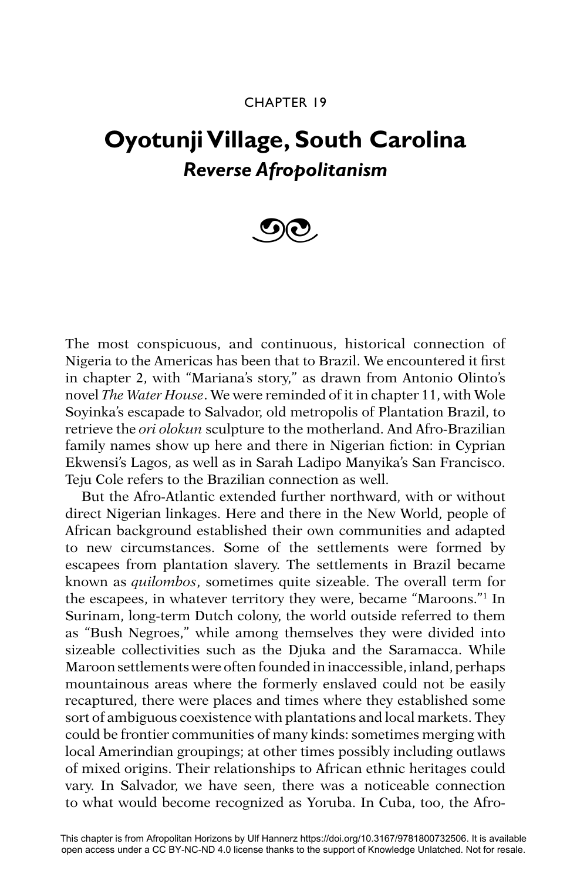CHAPTER 19

# Oyotunji Village, South Carolina

## *Reverse Afropolitanism*

The most conspicuous, and continuous, historical connection of Nigeria to the Americas has been that to Brazil. We encountered it first in chapter 2, with "Mariana's story," as drawn from Antonio Olinto's novel *The Water House*. We were reminded of it in chapter 11, with Wole Soyinka's escapade to Salvador, old metropolis of Plantation Brazil, to retrieve the *ori olokun* sculpture to the motherland. And Afro-Brazilian family names show up here and there in Nigerian fiction: in Cyprian Ekwensi's Lagos, as well as in Sarah Ladipo Manyika's San Francisco. Teju Cole refers to the Brazilian connection as well.

But the Afro-Atlantic extended further northward, with or without direct Nigerian linkages. Here and there in the New World, people of African background established their own communities and adapted to new circumstances. Some of the settlements were formed by escapees from plantation slavery. The settlements in Brazil became known as *quilombos*, sometimes quite sizeable. The overall term for the escapees, in whatever territory they were, became "Maroons."[1] In Surinam, long-term Dutch colony, the world outside referred to them as "Bush Negroes," while among themselves they were divided into sizeable collectivities such as the Djuka and the Saramacca. While Maroon settlements were often founded in inaccessible, inland, perhaps mountainous areas where the formerly enslaved could not be easily recaptured, there were places and times where they established some sort of ambiguous coexistence with plantations and local markets. They could be frontier communities of many kinds: sometimes merging with local Amerindian groupings; at other times possibly including outlaws of mixed origins. Their relationships to African ethnic heritages could vary. In Salvador, we have seen, there was a noticeable connection to what would become recognized as Yoruba. In Cuba, too, the Afro-

This chapter is from Afropolitan Horizons by Ulf Hannerz https://doi.org/10.3167/9781800732506. It is available open access under a CC BY-NC-ND 4.0 license thanks to the support of Knowledge Unlatched. Not for resale.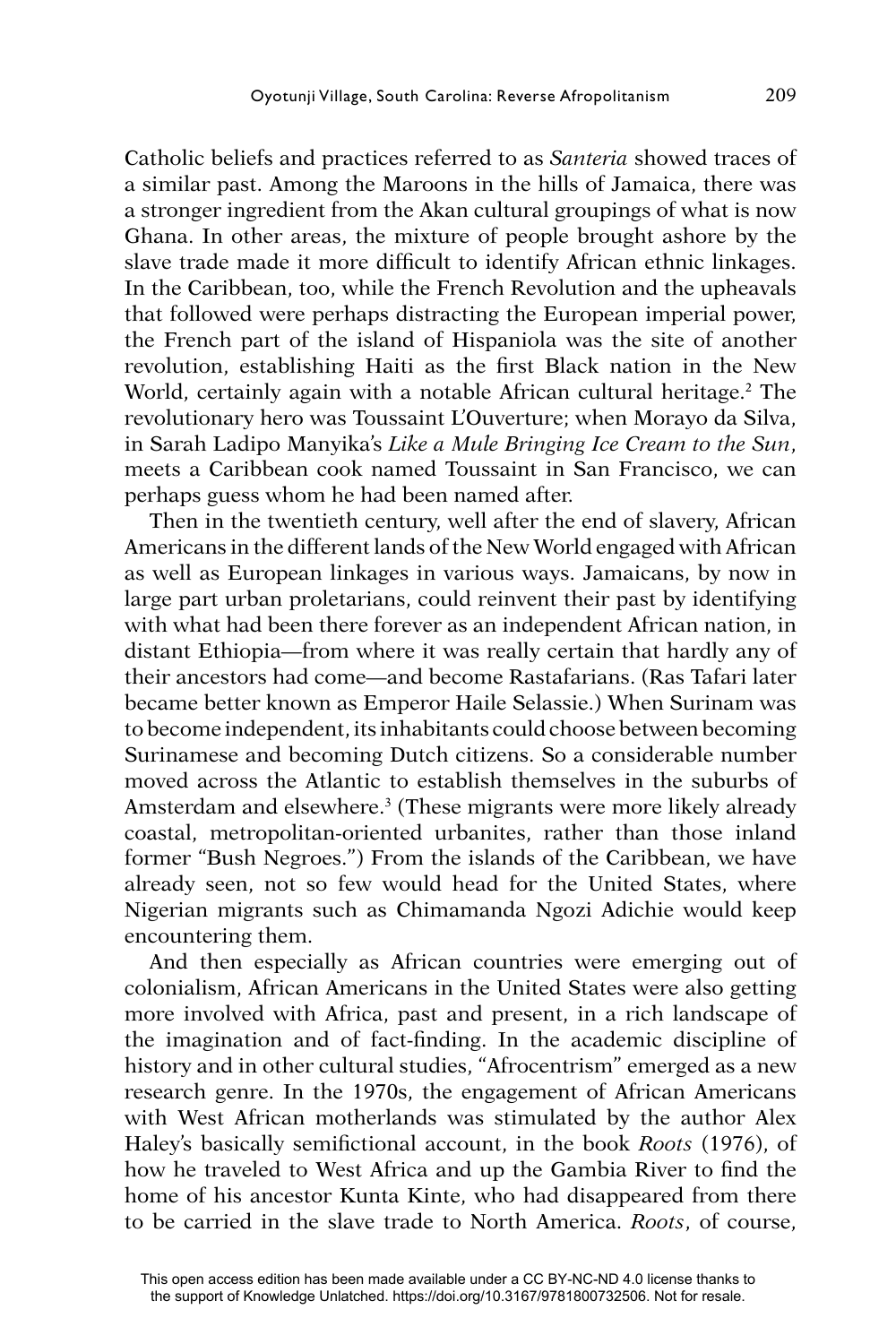Catholic beliefs and practices referred to as *Santeria* showed traces of a similar past. Among the Maroons in the hills of Jamaica, there was a stronger ingredient from the Akan cultural groupings of what is now Ghana. In other areas, the mixture of people brought ashore by the slave trade made it more difficult to identify African ethnic linkages. In the Caribbean, too, while the French Revolution and the upheavals that followed were perhaps distracting the European imperial power, the French part of the island of Hispaniola was the site of another revolution, establishing Haiti as the first Black nation in the New World, certainly again with a notable African cultural heritage.[2] The revolutionary hero was Toussaint L'Ouverture; when Morayo da Silva, in Sarah Ladipo Manyika's *Like a Mule Bringing Ice Cream to the Sun*, meets a Caribbean cook named Toussaint in San Francisco, we can perhaps guess whom he had been named after.

Then in the twentieth century, well after the end of slavery, African Americans in the different lands of the New World engaged with African as well as European linkages in various ways. Jamaicans, by now in large part urban proletarians, could reinvent their past by identifying with what had been there forever as an independent African nation, in distant Ethiopia—from where it was really certain that hardly any of their ancestors had come—and become Rastafarians. (Ras Tafari later became better known as Emperor Haile Selassie.) When Surinam was to become independent, its inhabitants could choose between becoming Surinamese and becoming Dutch citizens. So a considerable number moved across the Atlantic to establish themselves in the suburbs of Amsterdam and elsewhere.[3] (These migrants were more likely already coastal, metropolitan-oriented urbanites, rather than those inland former "Bush Negroes.") From the islands of the Caribbean, we have already seen, not so few would head for the United States, where Nigerian migrants such as Chimamanda Ngozi Adichie would keep encountering them.

And then especially as African countries were emerging out of colonialism, African Americans in the United States were also getting more involved with Africa, past and present, in a rich landscape of the imagination and of fact-finding. In the academic discipline of history and in other cultural studies, "Afrocentrism" emerged as a new research genre. In the 1970s, the engagement of African Americans with West African motherlands was stimulated by the author Alex Haley's basically semifictional account, in the book *Roots* (1976), of how he traveled to West Africa and up the Gambia River to find the home of his ancestor Kunta Kinte, who had disappeared from there to be carried in the slave trade to North America. *Roots*, of course,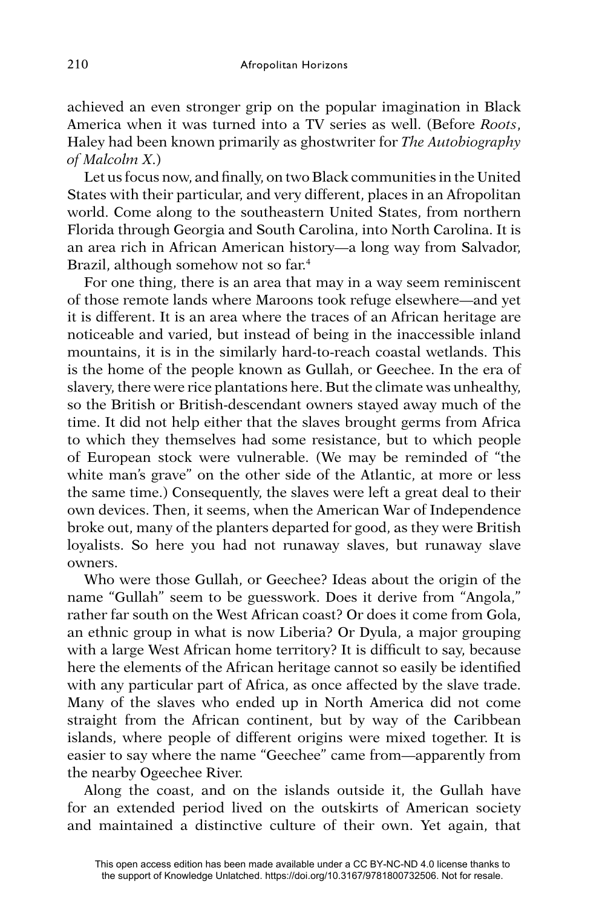achieved an even stronger grip on the popular imagination in Black America when it was turned into a TV series as well. (Before *Roots*, Haley had been known primarily as ghostwriter for *The Autobiography of Malcolm X*.)

Let us focus now, and finally, on two Black communities in the United States with their particular, and very different, places in an Afropolitan world. Come along to the southeastern United States, from northern Florida through Georgia and South Carolina, into North Carolina. It is an area rich in African American history—a long way from Salvador, Brazil, although somehow not so far.[4]

For one thing, there is an area that may in a way seem reminiscent of those remote lands where Maroons took refuge elsewhere—and yet it is different. It is an area where the traces of an African heritage are noticeable and varied, but instead of being in the inaccessible inland mountains, it is in the similarly hard-to-reach coastal wetlands. This is the home of the people known as Gullah, or Geechee. In the era of slavery, there were rice plantations here. But the climate was unhealthy, so the British or British-descendant owners stayed away much of the time. It did not help either that the slaves brought germs from Africa to which they themselves had some resistance, but to which people of European stock were vulnerable. (We may be reminded of "the white man's grave" on the other side of the Atlantic, at more or less the same time.) Consequently, the slaves were left a great deal to their own devices. Then, it seems, when the American War of Independence broke out, many of the planters departed for good, as they were British loyalists. So here you had not runaway slaves, but runaway slave owners.

Who were those Gullah, or Geechee? Ideas about the origin of the name "Gullah" seem to be guesswork. Does it derive from "Angola," rather far south on the West African coast? Or does it come from Gola, an ethnic group in what is now Liberia? Or Dyula, a major grouping with a large West African home territory? It is difficult to say, because here the elements of the African heritage cannot so easily be identified with any particular part of Africa, as once affected by the slave trade. Many of the slaves who ended up in North America did not come straight from the African continent, but by way of the Caribbean islands, where people of different origins were mixed together. It is easier to say where the name "Geechee" came from—apparently from the nearby Ogeechee River.

Along the coast, and on the islands outside it, the Gullah have for an extended period lived on the outskirts of American society and maintained a distinctive culture of their own. Yet again, that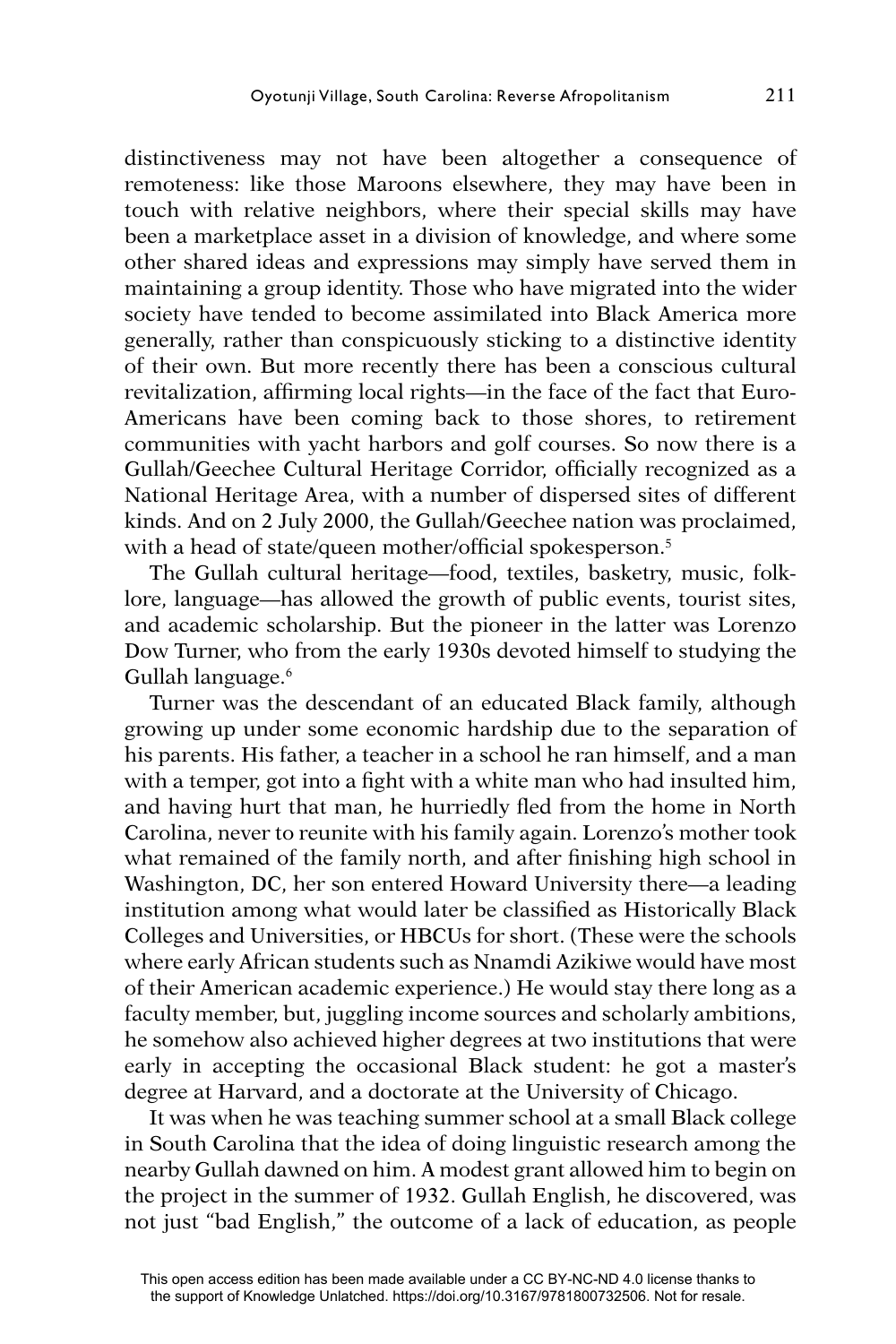distinctiveness may not have been altogether a consequence of remoteness: like those Maroons elsewhere, they may have been in touch with relative neighbors, where their special skills may have been a marketplace asset in a division of knowledge, and where some other shared ideas and expressions may simply have served them in maintaining a group identity. Those who have migrated into the wider society have tended to become assimilated into Black America more generally, rather than conspicuously sticking to a distinctive identity of their own. But more recently there has been a conscious cultural revitalization, affirming local rights—in the face of the fact that Euro-Americans have been coming back to those shores, to retirement communities with yacht harbors and golf courses. So now there is a Gullah/Geechee Cultural Heritage Corridor, officially recognized as a National Heritage Area, with a number of dispersed sites of different kinds. And on 2 July 2000, the Gullah/Geechee nation was proclaimed, with a head of state/queen mother/official spokesperson.[5]

The Gullah cultural heritage—food, textiles, basketry, music, folklore, language—has allowed the growth of public events, tourist sites, and academic scholarship. But the pioneer in the latter was Lorenzo Dow Turner, who from the early 1930s devoted himself to studying the Gullah language.[6]

Turner was the descendant of an educated Black family, although growing up under some economic hardship due to the separation of his parents. His father, a teacher in a school he ran himself, and a man with a temper, got into a fight with a white man who had insulted him, and having hurt that man, he hurriedly fled from the home in North Carolina, never to reunite with his family again. Lorenzo's mother took what remained of the family north, and after finishing high school in Washington, DC, her son entered Howard University there—a leading institution among what would later be classified as Historically Black Colleges and Universities, or HBCUs for short. (These were the schools where early African students such as Nnamdi Azikiwe would have most of their American academic experience.) He would stay there long as a faculty member, but, juggling income sources and scholarly ambitions, he somehow also achieved higher degrees at two institutions that were early in accepting the occasional Black student: he got a master's degree at Harvard, and a doctorate at the University of Chicago.

It was when he was teaching summer school at a small Black college in South Carolina that the idea of doing linguistic research among the nearby Gullah dawned on him. A modest grant allowed him to begin on the project in the summer of 1932. Gullah English, he discovered, was not just "bad English," the outcome of a lack of education, as people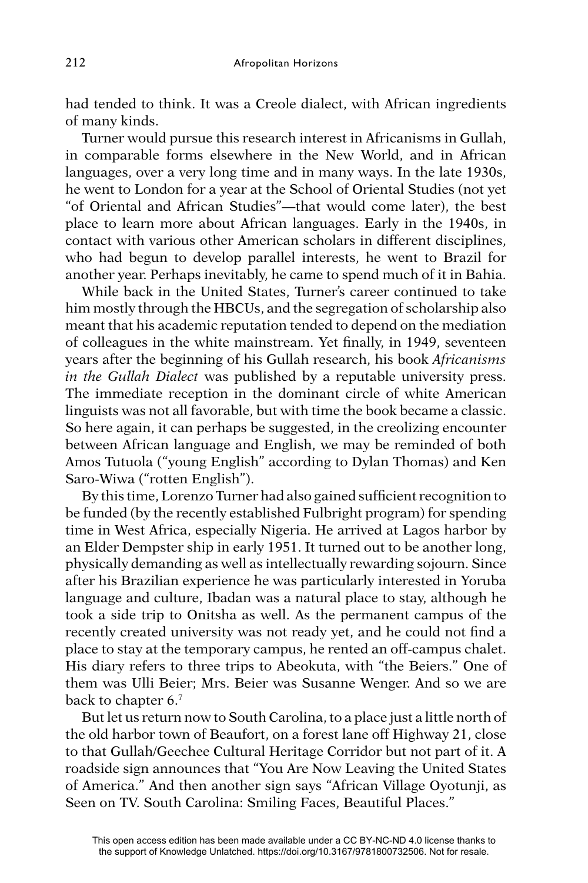had tended to think. It was a Creole dialect, with African ingredients of many kinds.

Turner would pursue this research interest in Africanisms in Gullah, in comparable forms elsewhere in the New World, and in African languages, over a very long time and in many ways. In the late 1930s, he went to London for a year at the School of Oriental Studies (not yet "of Oriental and African Studies"—that would come later), the best place to learn more about African languages. Early in the 1940s, in contact with various other American scholars in different disciplines, who had begun to develop parallel interests, he went to Brazil for another year. Perhaps inevitably, he came to spend much of it in Bahia.

While back in the United States, Turner's career continued to take him mostly through the HBCUs, and the segregation of scholarship also meant that his academic reputation tended to depend on the mediation of colleagues in the white mainstream. Yet finally, in 1949, seventeen years after the beginning of his Gullah research, his book *Africanisms in the Gullah Dialect* was published by a reputable university press. The immediate reception in the dominant circle of white American linguists was not all favorable, but with time the book became a classic. So here again, it can perhaps be suggested, in the creolizing encounter between African language and English, we may be reminded of both Amos Tutuola ("young English" according to Dylan Thomas) and Ken Saro-Wiwa ("rotten English").

By this time, Lorenzo Turner had also gained sufficient recognition to be funded (by the recently established Fulbright program) for spending time in West Africa, especially Nigeria. He arrived at Lagos harbor by an Elder Dempster ship in early 1951. It turned out to be another long, physically demanding as well as intellectually rewarding sojourn. Since after his Brazilian experience he was particularly interested in Yoruba language and culture, Ibadan was a natural place to stay, although he took a side trip to Onitsha as well. As the permanent campus of the recently created university was not ready yet, and he could not find a place to stay at the temporary campus, he rented an off-campus chalet. His diary refers to three trips to Abeokuta, with "the Beiers." One of them was Ulli Beier; Mrs. Beier was Susanne Wenger. And so we are back to chapter 6.[7]

But let us return now to South Carolina, to a place just a little north of the old harbor town of Beaufort, on a forest lane off Highway 21, close to that Gullah/Geechee Cultural Heritage Corridor but not part of it. A roadside sign announces that "You Are Now Leaving the United States of America." And then another sign says "African Village Oyotunji, as Seen on TV. South Carolina: Smiling Faces, Beautiful Places."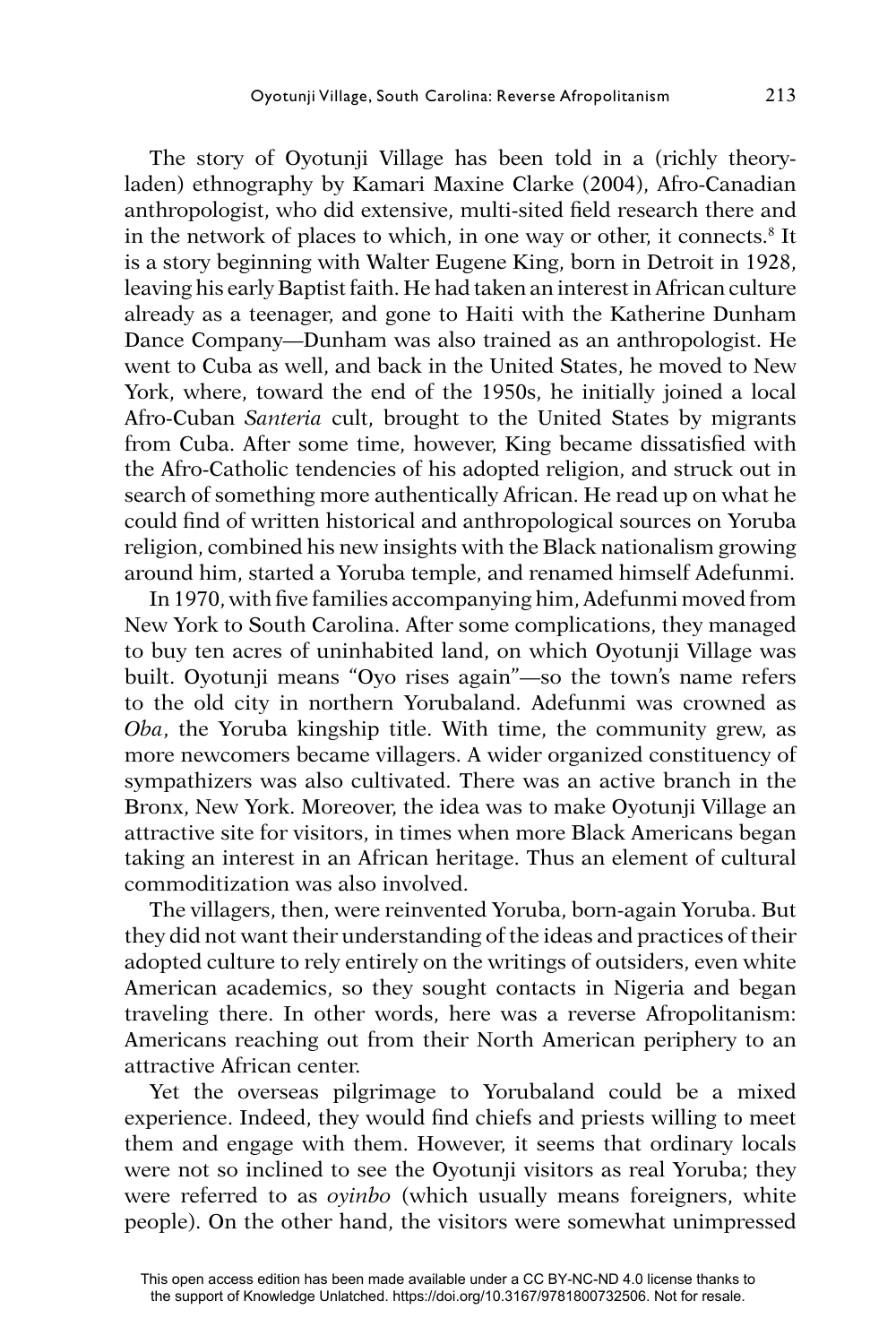The story of Oyotunji Village has been told in a (richly theory-laden) ethnography by Kamari Maxine Clarke (2004), Afro-Canadian anthropologist, who did extensive, multi-sited field research there and in the network of places to which, in one way or other, it connects.[8] It is a story beginning with Walter Eugene King, born in Detroit in 1928, leaving his early Baptist faith. He had taken an interest in African culture already as a teenager, and gone to Haiti with the Katherine Dunham Dance Company—Dunham was also trained as an anthropologist. He went to Cuba as well, and back in the United States, he moved to New York, where, toward the end of the 1950s, he initially joined a local Afro-Cuban *Santeria* cult, brought to the United States by migrants from Cuba. After some time, however, King became dissatisfied with the Afro-Catholic tendencies of his adopted religion, and struck out in search of something more authentically African. He read up on what he could find of written historical and anthropological sources on Yoruba religion, combined his new insights with the Black nationalism growing around him, started a Yoruba temple, and renamed himself Adefunmi.

In 1970, with five families accompanying him, Adefunmi moved from New York to South Carolina. After some complications, they managed to buy ten acres of uninhabited land, on which Oyotunji Village was built. Oyotunji means "Oyo rises again"—so the town's name refers to the old city in northern Yorubaland. Adefunmi was crowned as *Oba*, the Yoruba kingship title. With time, the community grew, as more newcomers became villagers. A wider organized constituency of sympathizers was also cultivated. There was an active branch in the Bronx, New York. Moreover, the idea was to make Oyotunji Village an attractive site for visitors, in times when more Black Americans began taking an interest in an African heritage. Thus an element of cultural commoditization was also involved.

The villagers, then, were reinvented Yoruba, born-again Yoruba. But they did not want their understanding of the ideas and practices of their adopted culture to rely entirely on the writings of outsiders, even white American academics, so they sought contacts in Nigeria and began traveling there. In other words, here was a reverse Afropolitanism: Americans reaching out from their North American periphery to an attractive African center.

Yet the overseas pilgrimage to Yorubaland could be a mixed experience. Indeed, they would find chiefs and priests willing to meet them and engage with them. However, it seems that ordinary locals were not so inclined to see the Oyotunji visitors as real Yoruba; they were referred to as *oyinbo* (which usually means foreigners, white people). On the other hand, the visitors were somewhat unimpressed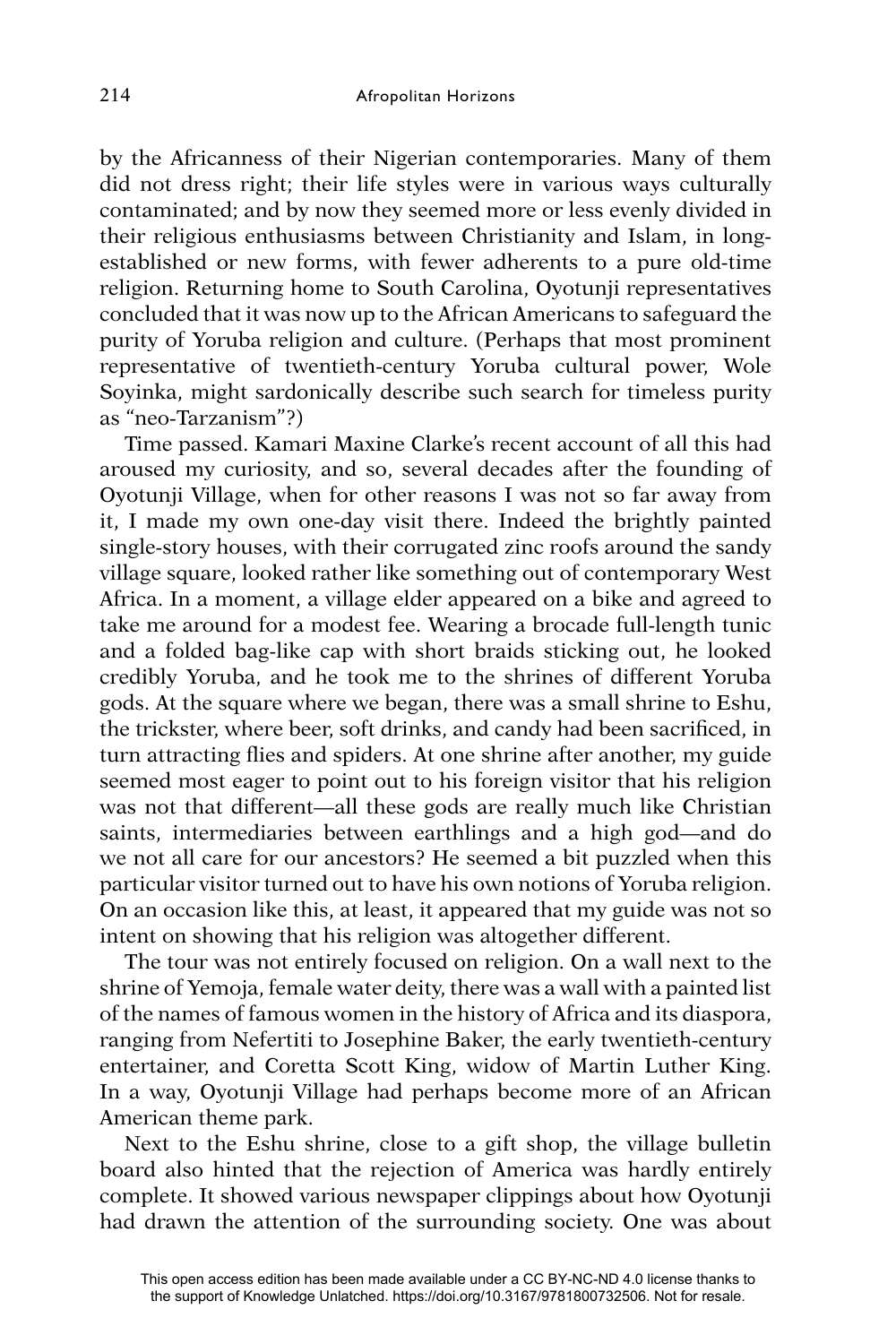by the Africanness of their Nigerian contemporaries. Many of them did not dress right; their life styles were in various ways culturally contaminated; and by now they seemed more or less evenly divided in their religious enthusiasms between Christianity and Islam, in long-established or new forms, with fewer adherents to a pure old-time religion. Returning home to South Carolina, Oyotunji representatives concluded that it was now up to the African Americans to safeguard the purity of Yoruba religion and culture. (Perhaps that most prominent representative of twentieth-century Yoruba cultural power, Wole Soyinka, might sardonically describe such search for timeless purity as "neo-Tarzanism"?)

Time passed. Kamari Maxine Clarke's recent account of all this had aroused my curiosity, and so, several decades after the founding of Oyotunji Village, when for other reasons I was not so far away from it, I made my own one-day visit there. Indeed the brightly painted single-story houses, with their corrugated zinc roofs around the sandy village square, looked rather like something out of contemporary West Africa. In a moment, a village elder appeared on a bike and agreed to take me around for a modest fee. Wearing a brocade full-length tunic and a folded bag-like cap with short braids sticking out, he looked credibly Yoruba, and he took me to the shrines of different Yoruba gods. At the square where we began, there was a small shrine to Eshu, the trickster, where beer, soft drinks, and candy had been sacrificed, in turn attracting flies and spiders. At one shrine after another, my guide seemed most eager to point out to his foreign visitor that his religion was not that different—all these gods are really much like Christian saints, intermediaries between earthlings and a high god—and do we not all care for our ancestors? He seemed a bit puzzled when this particular visitor turned out to have his own notions of Yoruba religion. On an occasion like this, at least, it appeared that my guide was not so intent on showing that his religion was altogether different.

The tour was not entirely focused on religion. On a wall next to the shrine of Yemoja, female water deity, there was a wall with a painted list of the names of famous women in the history of Africa and its diaspora, ranging from Nefertiti to Josephine Baker, the early twentieth-century entertainer, and Coretta Scott King, widow of Martin Luther King. In a way, Oyotunji Village had perhaps become more of an African American theme park.

Next to the Eshu shrine, close to a gift shop, the village bulletin board also hinted that the rejection of America was hardly entirely complete. It showed various newspaper clippings about how Oyotunji had drawn the attention of the surrounding society. One was about

This open access edition has been made available under a CC BY-NC-ND 4.0 license thanks to the support of Knowledge Unlatched. https://doi.org/10.3167/9781800732506. Not for resale.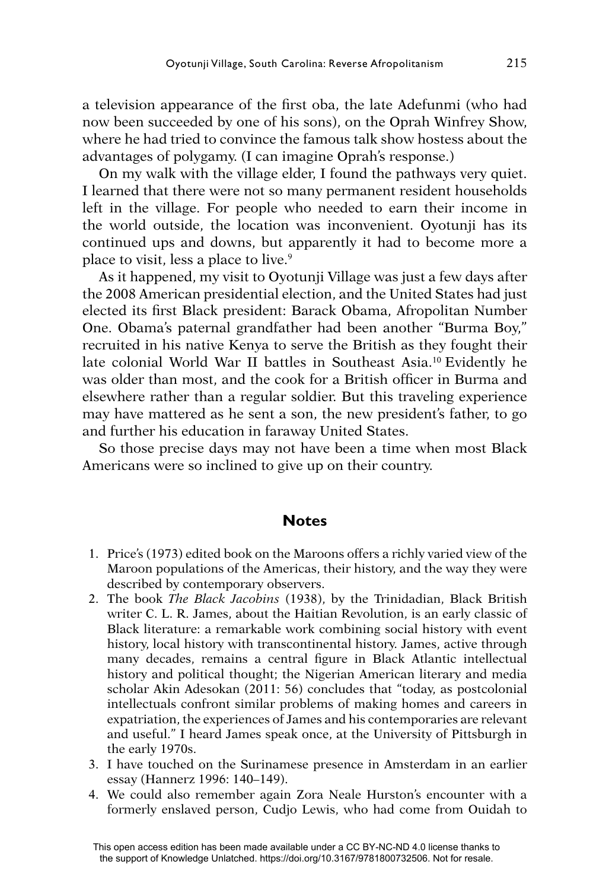a television appearance of the first oba, the late Adefunmi (who had now been succeeded by one of his sons), on the Oprah Winfrey Show, where he had tried to convince the famous talk show hostess about the advantages of polygamy. (I can imagine Oprah's response.)

On my walk with the village elder, I found the pathways very quiet. I learned that there were not so many permanent resident households left in the village. For people who needed to earn their income in the world outside, the location was inconvenient. Oyotunji has its continued ups and downs, but apparently it had to become more a place to visit, less a place to live.[9]

As it happened, my visit to Oyotunji Village was just a few days after the 2008 American presidential election, and the United States had just elected its first Black president: Barack Obama, Afropolitan Number One. Obama's paternal grandfather had been another "Burma Boy," recruited in his native Kenya to serve the British as they fought their late colonial World War II battles in Southeast Asia.[10] Evidently he was older than most, and the cook for a British officer in Burma and elsewhere rather than a regular soldier. But this traveling experience may have mattered as he sent a son, the new president's father, to go and further his education in faraway United States.

So those precise days may not have been a time when most Black Americans were so inclined to give up on their country.

## Notes

1. Price's (1973) edited book on the Maroons offers a richly varied view of the Maroon populations of the Americas, their history, and the way they were described by contemporary observers.
2. The book *The Black Jacobins* (1938), by the Trinidadian, Black British writer C. L. R. James, about the Haitian Revolution, is an early classic of Black literature: a remarkable work combining social history with event history, local history with transcontinental history. James, active through many decades, remains a central figure in Black Atlantic intellectual history and political thought; the Nigerian American literary and media scholar Akin Adesokan (2011: 56) concludes that "today, as postcolonial intellectuals confront similar problems of making homes and careers in expatriation, the experiences of James and his contemporaries are relevant and useful." I heard James speak once, at the University of Pittsburgh in the early 1970s.
3. I have touched on the Surinamese presence in Amsterdam in an earlier essay (Hannerz 1996: 140–149).
4. We could also remember again Zora Neale Hurston's encounter with a formerly enslaved person, Cudjo Lewis, who had come from Ouidah to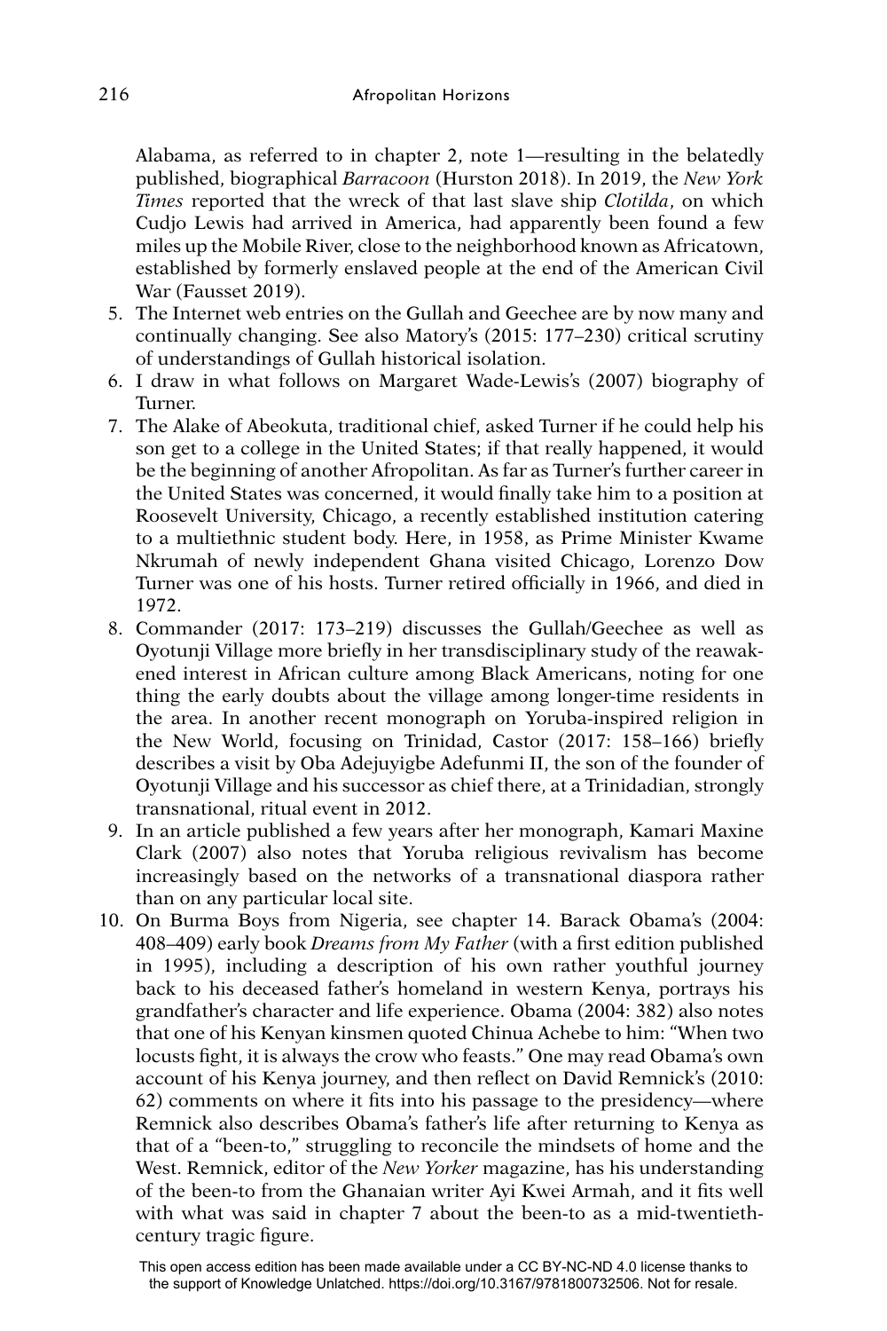Alabama, as referred to in chapter 2, note 1—resulting in the belatedly published, biographical *Barracoon* (Hurston 2018). In 2019, the *New York Times* reported that the wreck of that last slave ship *Clotilda*, on which Cudjo Lewis had arrived in America, had apparently been found a few miles up the Mobile River, close to the neighborhood known as Africatown, established by formerly enslaved people at the end of the American Civil War (Fausset 2019).

5. The Internet web entries on the Gullah and Geechee are by now many and continually changing. See also Matory's (2015: 177–230) critical scrutiny of understandings of Gullah historical isolation.
6. I draw in what follows on Margaret Wade-Lewis's (2007) biography of Turner.
7. The Alake of Abeokuta, traditional chief, asked Turner if he could help his son get to a college in the United States; if that really happened, it would be the beginning of another Afropolitan. As far as Turner's further career in the United States was concerned, it would finally take him to a position at Roosevelt University, Chicago, a recently established institution catering to a multiethnic student body. Here, in 1958, as Prime Minister Kwame Nkrumah of newly independent Ghana visited Chicago, Lorenzo Dow Turner was one of his hosts. Turner retired officially in 1966, and died in 1972.
8. Commander (2017: 173–219) discusses the Gullah/Geechee as well as Oyotunji Village more briefly in her transdisciplinary study of the reawakened interest in African culture among Black Americans, noting for one thing the early doubts about the village among longer-time residents in the area. In another recent monograph on Yoruba-inspired religion in the New World, focusing on Trinidad, Castor (2017: 158–166) briefly describes a visit by Oba Adejuyigbe Adefunmi II, the son of the founder of Oyotunji Village and his successor as chief there, at a Trinidadian, strongly transnational, ritual event in 2012.
9. In an article published a few years after her monograph, Kamari Maxine Clark (2007) also notes that Yoruba religious revivalism has become increasingly based on the networks of a transnational diaspora rather than on any particular local site.
10. On Burma Boys from Nigeria, see chapter 14. Barack Obama's (2004: 408–409) early book *Dreams from My Father* (with a first edition published in 1995), including a description of his own rather youthful journey back to his deceased father's homeland in western Kenya, portrays his grandfather's character and life experience. Obama (2004: 382) also notes that one of his Kenyan kinsmen quoted Chinua Achebe to him: "When two locusts fight, it is always the crow who feasts." One may read Obama's own account of his Kenya journey, and then reflect on David Remnick's (2010: 62) comments on where it fits into his passage to the presidency—where Remnick also describes Obama's father's life after returning to Kenya as that of a "been-to," struggling to reconcile the mindsets of home and the West. Remnick, editor of the *New Yorker* magazine, has his understanding of the been-to from the Ghanaian writer Ayi Kwei Armah, and it fits well with what was said in chapter 7 about the been-to as a mid-twentieth-century tragic figure.

This open access edition has been made available under a CC BY-NC-ND 4.0 license thanks to the support of Knowledge Unlatched. https://doi.org/10.3167/9781800732506. Not for resale.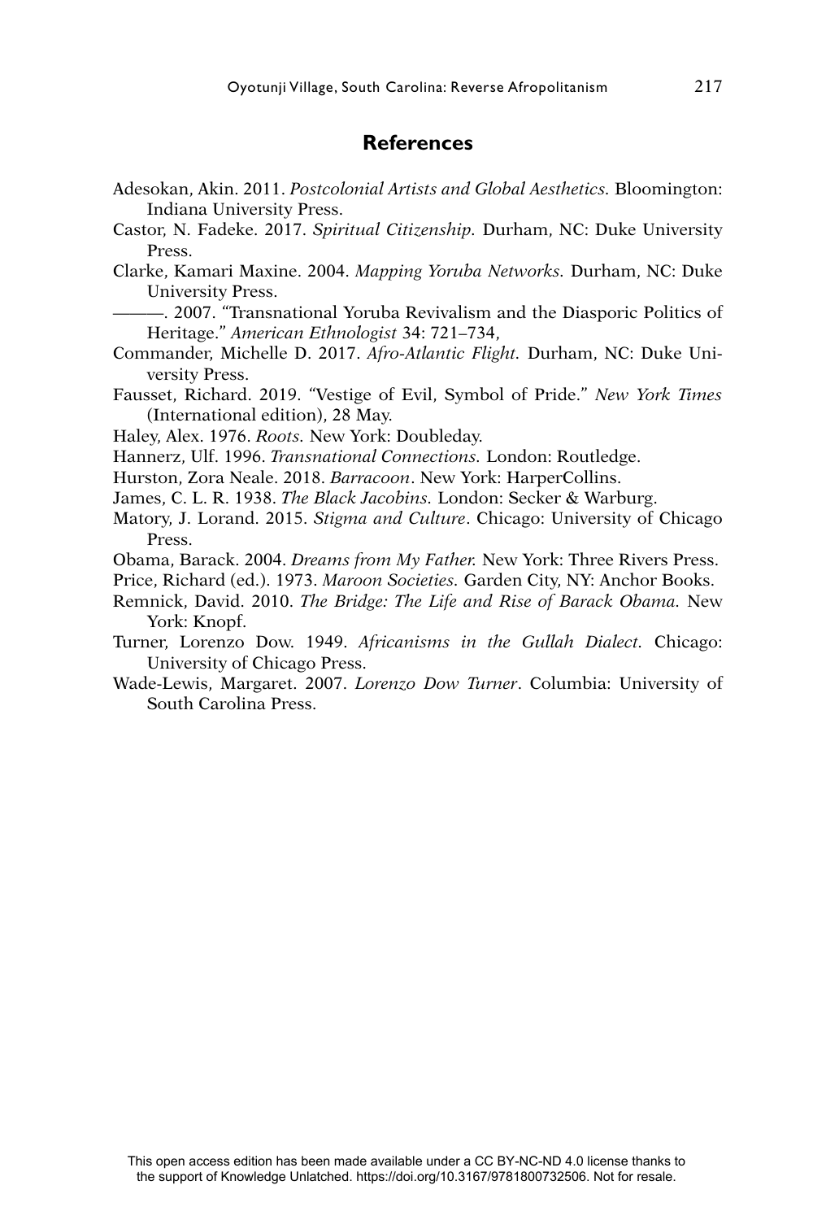## References

Adesokan, Akin. 2011. *Postcolonial Artists and Global Aesthetics*. Bloomington: Indiana University Press.

Castor, N. Fadeke. 2017. *Spiritual Citizenship*. Durham, NC: Duke University Press.

Clarke, Kamari Maxine. 2004. *Mapping Yoruba Networks*. Durham, NC: Duke University Press.

———. 2007. "Transnational Yoruba Revivalism and the Diasporic Politics of Heritage." *American Ethnologist* 34: 721–734,

Commander, Michelle D. 2017. *Afro-Atlantic Flight*. Durham, NC: Duke University Press.

Fausset, Richard. 2019. "Vestige of Evil, Symbol of Pride." *New York Times* (International edition), 28 May.

Haley, Alex. 1976. *Roots*. New York: Doubleday.

Hannerz, Ulf. 1996. *Transnational Connections*. London: Routledge.

Hurston, Zora Neale. 2018. *Barracoon*. New York: HarperCollins.

James, C. L. R. 1938. *The Black Jacobins*. London: Secker & Warburg.

Matory, J. Lorand. 2015. *Stigma and Culture*. Chicago: University of Chicago Press.

Obama, Barack. 2004. *Dreams from My Father*. New York: Three Rivers Press.

Price, Richard (ed.). 1973. *Maroon Societies*. Garden City, NY: Anchor Books.

Remnick, David. 2010. *The Bridge: The Life and Rise of Barack Obama*. New York: Knopf.

Turner, Lorenzo Dow. 1949. *Africanisms in the Gullah Dialect*. Chicago: University of Chicago Press.

Wade-Lewis, Margaret. 2007. *Lorenzo Dow Turner*. Columbia: University of South Carolina Press.

This open access edition has been made available under a CC BY-NC-ND 4.0 license thanks to the support of Knowledge Unlatched. https://doi.org/10.3167/9781800732506. Not for resale.